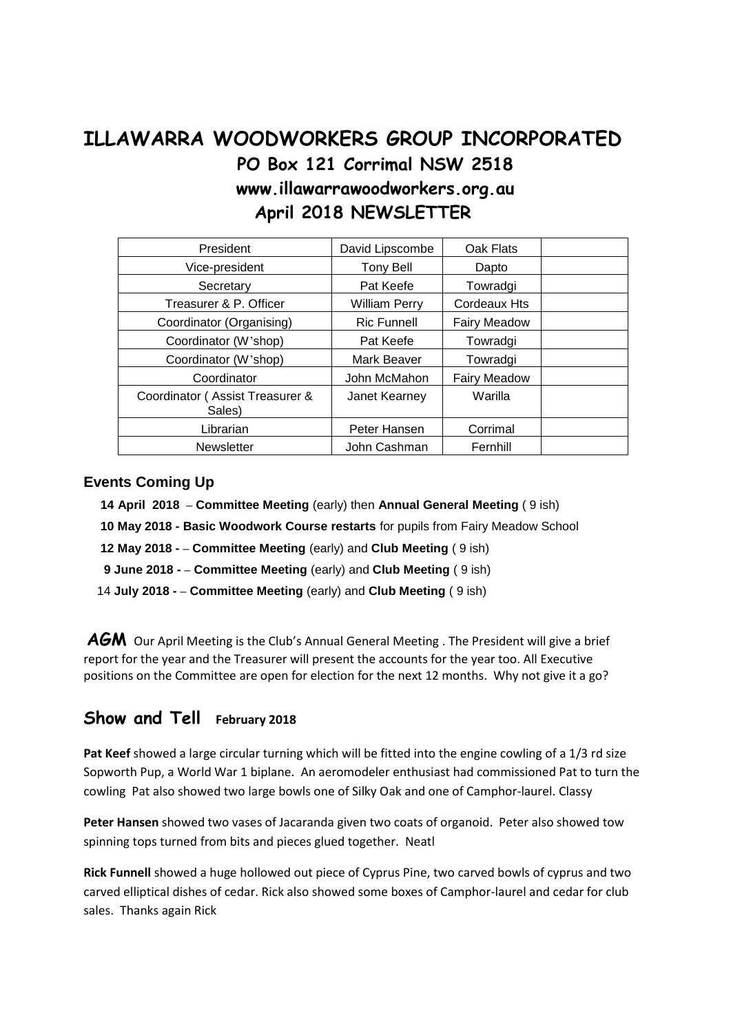# ILLAWARRA WOODWORKERS GROUP INCORPORATED

## PO Box 121 Corrimal NSW 2518

## www.illawarrawoodworkers.org.au

## April 2018 NEWSLETTER

| President | David Lipscombe | Oak Flats | |
|---|---|---|---|
| Vice-president | Tony Bell | Dapto | |
| Secretary | Pat Keefe | Towradgi | |
| Treasurer & P. Officer | William Perry | Cordeaux Hts | |
| Coordinator (Organising) | Ric Funnell | Fairy Meadow | |
| Coordinator (W'shop) | Pat Keefe | Towradgi | |
| Coordinator (W'shop) | Mark Beaver | Towradgi | |
| Coordinator | John McMahon | Fairy Meadow | |
| Coordinator ( Assist Treasurer & Sales) | Janet Kearney | Warilla | |
| Librarian | Peter Hansen | Corrimal | |
| Newsletter | John Cashman | Fernhill | |

### Events Coming Up

**14 April 2018** – **Committee Meeting** (early) then **Annual General Meeting** ( 9 ish)

**10 May 2018 - Basic Woodwork Course restarts** for pupils from Fairy Meadow School

**12 May 2018 -** – **Committee Meeting** (early) and **Club Meeting** ( 9 ish)

**9 June 2018 -** – **Committee Meeting** (early) and **Club Meeting** ( 9 ish)

14 **July 2018 -** – **Committee Meeting** (early) and **Club Meeting** ( 9 ish)

**AGM** Our April Meeting is the Club's Annual General Meeting . The President will give a brief report for the year and the Treasurer will present the accounts for the year too. All Executive positions on the Committee are open for election for the next 12 months. Why not give it a go?

## Show and Tell February 2018

**Pat Keef** showed a large circular turning which will be fitted into the engine cowling of a 1/3 rd size Sopworth Pup, a World War 1 biplane. An aeromodeler enthusiast had commissioned Pat to turn the cowling Pat also showed two large bowls one of Silky Oak and one of Camphor-laurel. Classy

**Peter Hansen** showed two vases of Jacaranda given two coats of organoid. Peter also showed tow spinning tops turned from bits and pieces glued together. Neatl

**Rick Funnell** showed a huge hollowed out piece of Cyprus Pine, two carved bowls of cyprus and two carved elliptical dishes of cedar. Rick also showed some boxes of Camphor-laurel and cedar for club sales. Thanks again Rick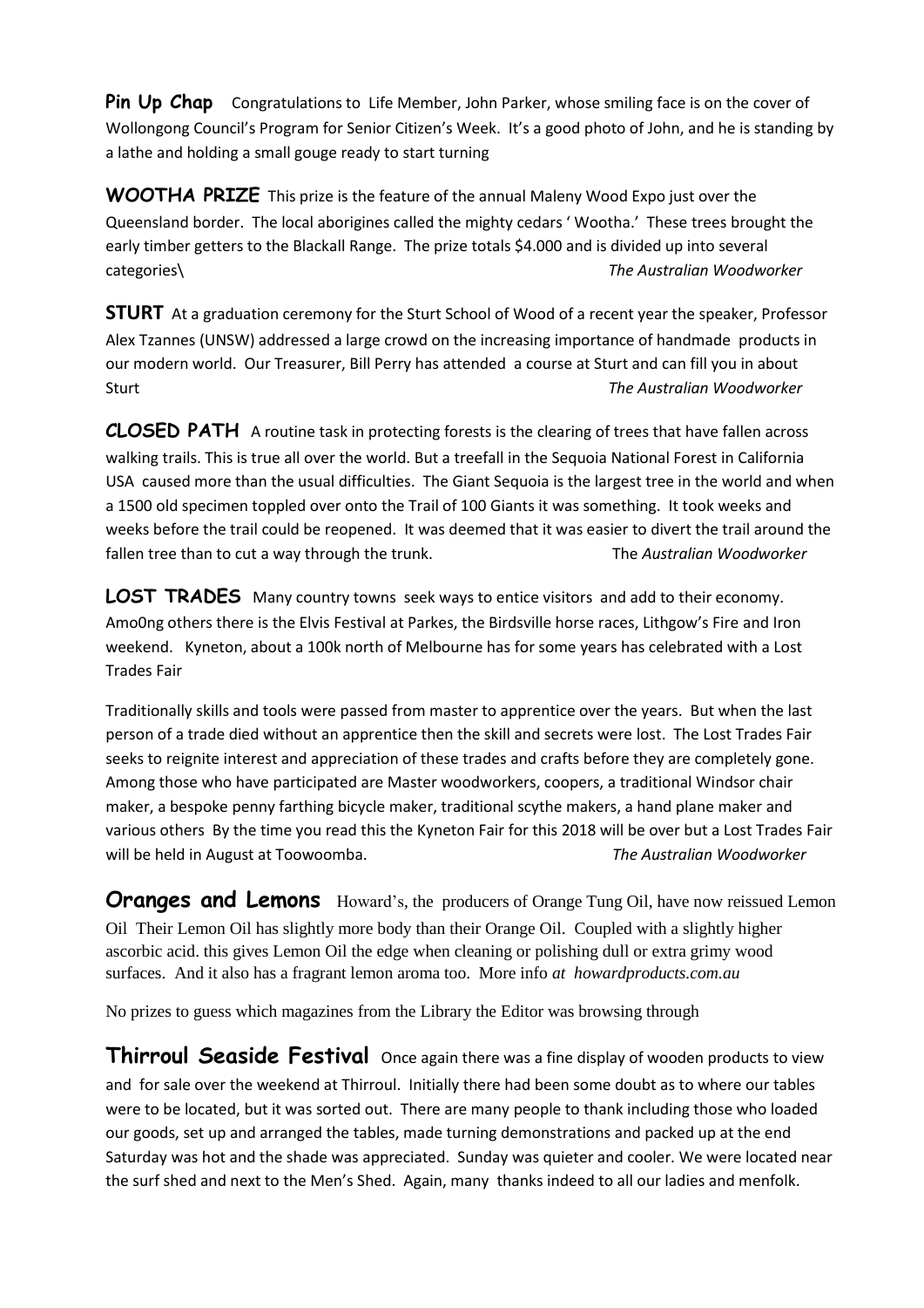**Pin Up Chap** Congratulations to Life Member, John Parker, whose smiling face is on the cover of Wollongong Council's Program for Senior Citizen's Week. It's a good photo of John, and he is standing by a lathe and holding a small gouge ready to start turning

**WOOTHA PRIZE** This prize is the feature of the annual Maleny Wood Expo just over the Queensland border. The local aborigines called the mighty cedars ' Wootha.' These trees brought the early timber getters to the Blackall Range. The prize totals $4.000 and is divided up into several categories\ *The Australian Woodworker*

**STURT** At a graduation ceremony for the Sturt School of Wood of a recent year the speaker, Professor Alex Tzannes (UNSW) addressed a large crowd on the increasing importance of handmade products in our modern world. Our Treasurer, Bill Perry has attended a course at Sturt and can fill you in about Sturt *The Australian Woodworker*

**CLOSED PATH** A routine task in protecting forests is the clearing of trees that have fallen across walking trails. This is true all over the world. But a treefall in the Sequoia National Forest in California USA caused more than the usual difficulties. The Giant Sequoia is the largest tree in the world and when a 1500 old specimen toppled over onto the Trail of 100 Giants it was something. It took weeks and weeks before the trail could be reopened. It was deemed that it was easier to divert the trail around the fallen tree than to cut a way through the trunk. The *Australian Woodworker*

**LOST TRADES** Many country towns seek ways to entice visitors and add to their economy. Amo0ng others there is the Elvis Festival at Parkes, the Birdsville horse races, Lithgow's Fire and Iron weekend. Kyneton, about a 100k north of Melbourne has for some years has celebrated with a Lost Trades Fair

Traditionally skills and tools were passed from master to apprentice over the years. But when the last person of a trade died without an apprentice then the skill and secrets were lost. The Lost Trades Fair seeks to reignite interest and appreciation of these trades and crafts before they are completely gone. Among those who have participated are Master woodworkers, coopers, a traditional Windsor chair maker, a bespoke penny farthing bicycle maker, traditional scythe makers, a hand plane maker and various others By the time you read this the Kyneton Fair for this 2018 will be over but a Lost Trades Fair will be held in August at Toowoomba. *The Australian Woodworker*

**Oranges and Lemons** Howard's, the producers of Orange Tung Oil, have now reissued Lemon Oil Their Lemon Oil has slightly more body than their Orange Oil. Coupled with a slightly higher ascorbic acid. this gives Lemon Oil the edge when cleaning or polishing dull or extra grimy wood surfaces. And it also has a fragrant lemon aroma too. More info *at howardproducts.com.au*

No prizes to guess which magazines from the Library the Editor was browsing through

**Thirroul Seaside Festival** Once again there was a fine display of wooden products to view and for sale over the weekend at Thirroul. Initially there had been some doubt as to where our tables were to be located, but it was sorted out. There are many people to thank including those who loaded our goods, set up and arranged the tables, made turning demonstrations and packed up at the end Saturday was hot and the shade was appreciated. Sunday was quieter and cooler. We were located near the surf shed and next to the Men's Shed. Again, many thanks indeed to all our ladies and menfolk.